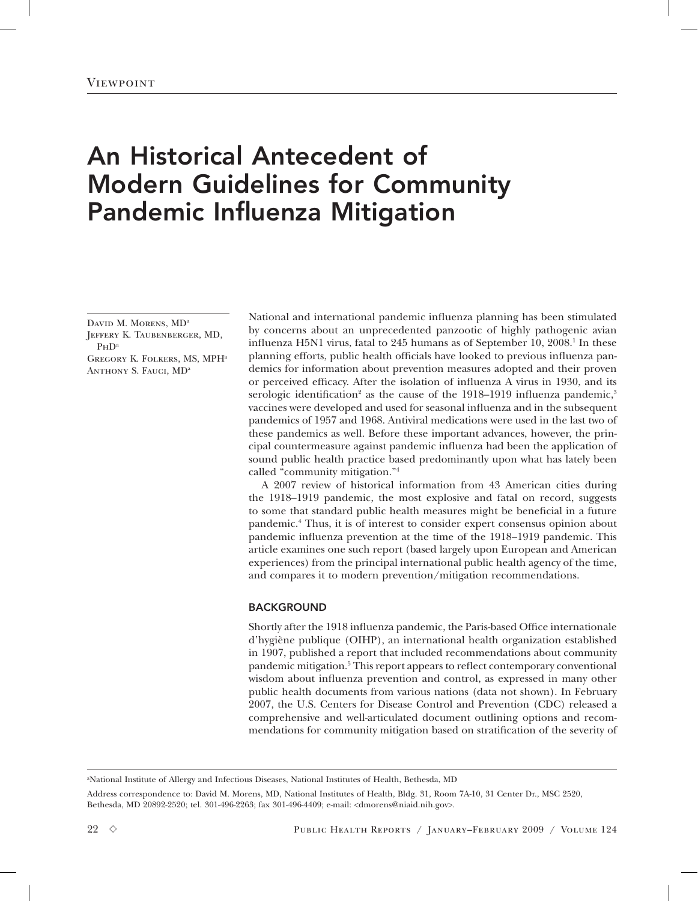Viewpoint

# An Historical Antecedent of Modern Guidelines for Community Pandemic Influenza Mitigation

David M. Morens, MD[a]
Jeffery K. Taubenberger, MD, PhD[a]
Gregory K. Folkers, MS, MPH[a]
Anthony S. Fauci, MD[a]

National and international pandemic influenza planning has been stimulated by concerns about an unprecedented panzootic of highly pathogenic avian influenza H5N1 virus, fatal to 245 humans as of September 10, 2008.[1] In these planning efforts, public health officials have looked to previous influenza pandemics for information about prevention measures adopted and their proven or perceived efficacy. After the isolation of influenza A virus in 1930, and its serologic identification[2] as the cause of the 1918–1919 influenza pandemic,[3] vaccines were developed and used for seasonal influenza and in the subsequent pandemics of 1957 and 1968. Antiviral medications were used in the last two of these pandemics as well. Before these important advances, however, the principal countermeasure against pandemic influenza had been the application of sound public health practice based predominantly upon what has lately been called "community mitigation."[4]

A 2007 review of historical information from 43 American cities during the 1918–1919 pandemic, the most explosive and fatal on record, suggests to some that standard public health measures might be beneficial in a future pandemic.[4] Thus, it is of interest to consider expert consensus opinion about pandemic influenza prevention at the time of the 1918–1919 pandemic. This article examines one such report (based largely upon European and American experiences) from the principal international public health agency of the time, and compares it to modern prevention/mitigation recommendations.

## BACKGROUND

Shortly after the 1918 influenza pandemic, the Paris-based Office internationale d'hygiène publique (OIHP), an international health organization established in 1907, published a report that included recommendations about community pandemic mitigation.[5] This report appears to reflect contemporary conventional wisdom about influenza prevention and control, as expressed in many other public health documents from various nations (data not shown). In February 2007, the U.S. Centers for Disease Control and Prevention (CDC) released a comprehensive and well-articulated document outlining options and recommendations for community mitigation based on stratification of the severity of

[a]National Institute of Allergy and Infectious Diseases, National Institutes of Health, Bethesda, MD

Address correspondence to: David M. Morens, MD, National Institutes of Health, Bldg. 31, Room 7A-10, 31 Center Dr., MSC 2520, Bethesda, MD 20892-2520; tel. 301-496-2263; fax 301-496-4409; e-mail: <dmorens@niaid.nih.gov>.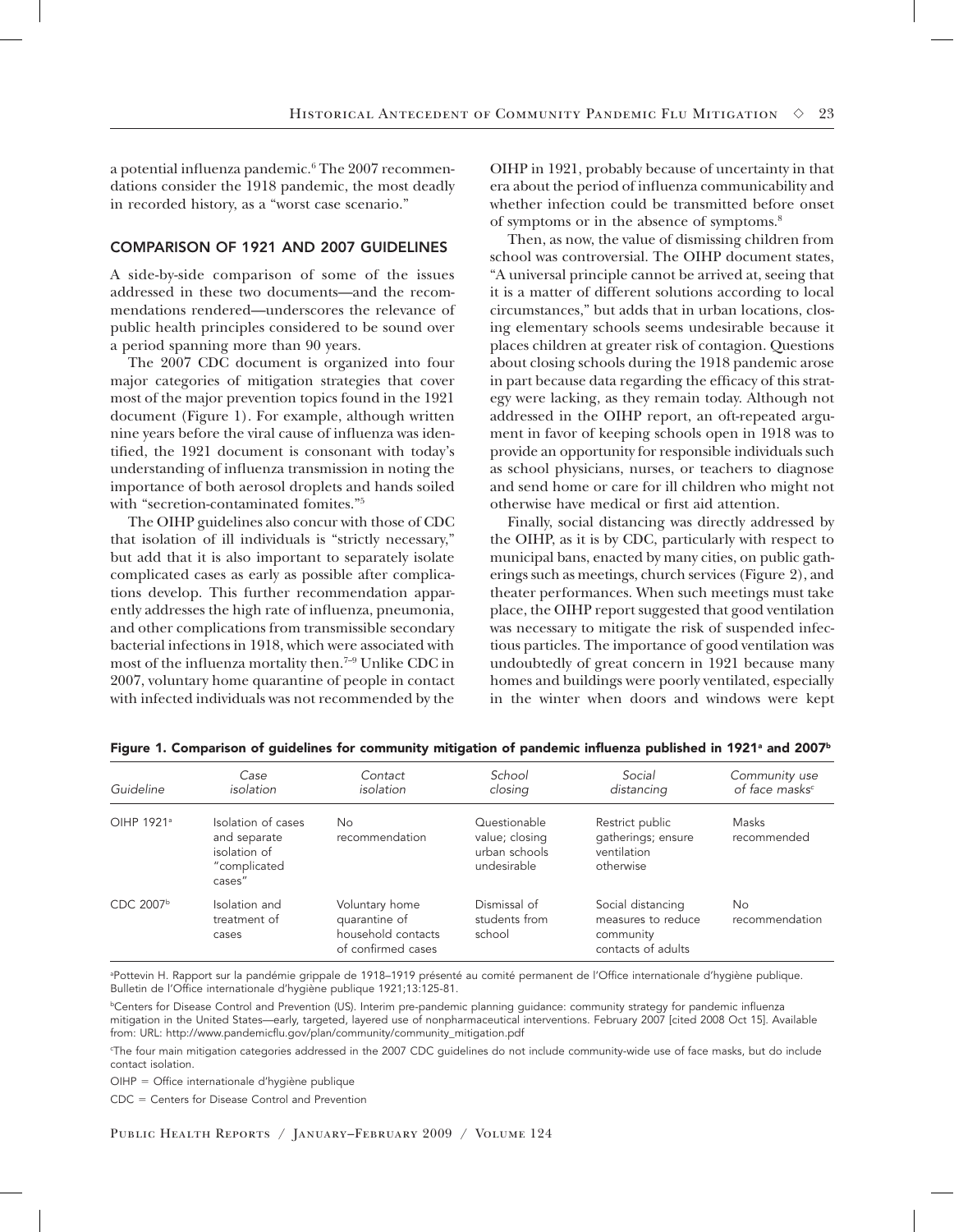a potential influenza pandemic.[6] The 2007 recommendations consider the 1918 pandemic, the most deadly in recorded history, as a "worst case scenario."

## COMPARISON OF 1921 AND 2007 GUIDELINES

A side-by-side comparison of some of the issues addressed in these two documents—and the recommendations rendered—underscores the relevance of public health principles considered to be sound over a period spanning more than 90 years.

The 2007 CDC document is organized into four major categories of mitigation strategies that cover most of the major prevention topics found in the 1921 document (Figure 1). For example, although written nine years before the viral cause of influenza was identified, the 1921 document is consonant with today's understanding of influenza transmission in noting the importance of both aerosol droplets and hands soiled with "secretion-contaminated fomites."[5]

The OIHP guidelines also concur with those of CDC that isolation of ill individuals is "strictly necessary," but add that it is also important to separately isolate complicated cases as early as possible after complications develop. This further recommendation apparently addresses the high rate of influenza, pneumonia, and other complications from transmissible secondary bacterial infections in 1918, which were associated with most of the influenza mortality then.[7–9] Unlike CDC in 2007, voluntary home quarantine of people in contact with infected individuals was not recommended by the OIHP in 1921, probably because of uncertainty in that era about the period of influenza communicability and whether infection could be transmitted before onset of symptoms or in the absence of symptoms.[8]

Then, as now, the value of dismissing children from school was controversial. The OIHP document states, "A universal principle cannot be arrived at, seeing that it is a matter of different solutions according to local circumstances," but adds that in urban locations, closing elementary schools seems undesirable because it places children at greater risk of contagion. Questions about closing schools during the 1918 pandemic arose in part because data regarding the efficacy of this strategy were lacking, as they remain today. Although not addressed in the OIHP report, an oft-repeated argument in favor of keeping schools open in 1918 was to provide an opportunity for responsible individuals such as school physicians, nurses, or teachers to diagnose and send home or care for ill children who might not otherwise have medical or first aid attention.

Finally, social distancing was directly addressed by the OIHP, as it is by CDC, particularly with respect to municipal bans, enacted by many cities, on public gatherings such as meetings, church services (Figure 2), and theater performances. When such meetings must take place, the OIHP report suggested that good ventilation was necessary to mitigate the risk of suspended infectious particles. The importance of good ventilation was undoubtedly of great concern in 1921 because many homes and buildings were poorly ventilated, especially in the winter when doors and windows were kept

**Figure 1. Comparison of guidelines for community mitigation of pandemic influenza published in 1921[a] and 2007[b]**

| Guideline | Case isolation | Contact isolation | School closing | Social distancing | Community use of face masks[c] |
|---|---|---|---|---|---|
| OIHP 1921[a] | Isolation of cases and separate isolation of "complicated cases" | No recommendation | Questionable value; closing urban schools undesirable | Restrict public gatherings; ensure ventilation otherwise | Masks recommended |
| CDC 2007[b] | Isolation and treatment of cases | Voluntary home quarantine of household contacts of confirmed cases | Dismissal of students from school | Social distancing measures to reduce community contacts of adults | No recommendation |

[a]Pottevin H. Rapport sur la pandémie grippale de 1918–1919 présenté au comité permanent de l'Office internationale d'hygiène publique. Bulletin de l'Office internationale d'hygiène publique 1921;13:125-81.

[b]Centers for Disease Control and Prevention (US). Interim pre-pandemic planning guidance: community strategy for pandemic influenza mitigation in the United States—early, targeted, layered use of nonpharmaceutical interventions. February 2007 [cited 2008 Oct 15]. Available from: URL: http://www.pandemicflu.gov/plan/community/community_mitigation.pdf

[c]The four main mitigation categories addressed in the 2007 CDC guidelines do not include community-wide use of face masks, but do include contact isolation.

OIHP = Office internationale d'hygiène publique

CDC = Centers for Disease Control and Prevention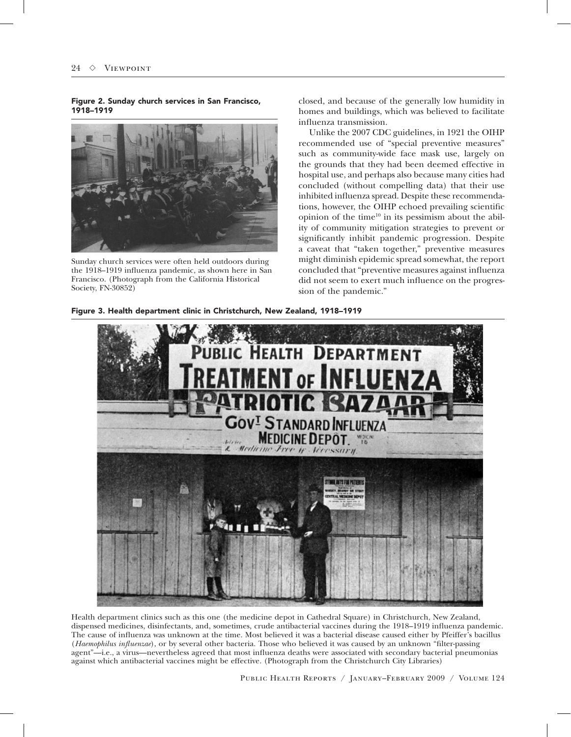**Figure 2. Sunday church services in San Francisco, 1918–1919**

Sunday church services were often held outdoors during the 1918–1919 influenza pandemic, as shown here in San Francisco. (Photograph from the California Historical Society, FN-30852)

closed, and because of the generally low humidity in homes and buildings, which was believed to facilitate influenza transmission.

Unlike the 2007 CDC guidelines, in 1921 the OIHP recommended use of "special preventive measures" such as community-wide face mask use, largely on the grounds that they had been deemed effective in hospital use, and perhaps also because many cities had concluded (without compelling data) that their use inhibited influenza spread. Despite these recommendations, however, the OIHP echoed prevailing scientific opinion of the time[10] in its pessimism about the ability of community mitigation strategies to prevent or significantly inhibit pandemic progression. Despite a caveat that "taken together," preventive measures might diminish epidemic spread somewhat, the report concluded that "preventive measures against influenza did not seem to exert much influence on the progression of the pandemic."

**Figure 3. Health department clinic in Christchurch, New Zealand, 1918–1919**

Health department clinics such as this one (the medicine depot in Cathedral Square) in Christchurch, New Zealand, dispensed medicines, disinfectants, and, sometimes, crude antibacterial vaccines during the 1918–1919 influenza pandemic. The cause of influenza was unknown at the time. Most believed it was a bacterial disease caused either by Pfeiffer's bacillus (*Haemophilus influenzae*), or by several other bacteria. Those who believed it was caused by an unknown "filter-passing agent"—i.e., a virus—nevertheless agreed that most influenza deaths were associated with secondary bacterial pneumonias against which antibacterial vaccines might be effective. (Photograph from the Christchurch City Libraries)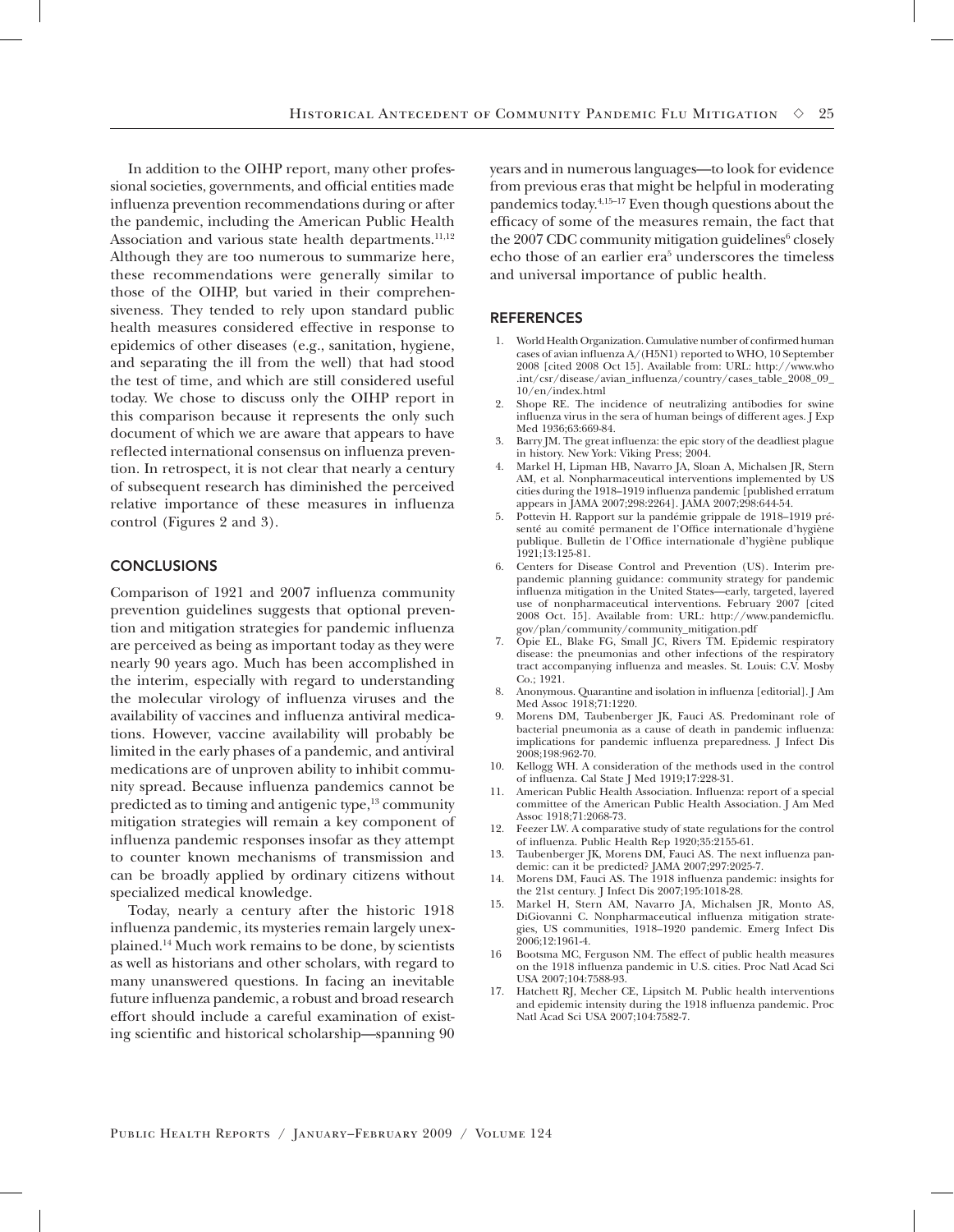In addition to the OIHP report, many other professional societies, governments, and official entities made influenza prevention recommendations during or after the pandemic, including the American Public Health Association and various state health departments.[11,12] Although they are too numerous to summarize here, these recommendations were generally similar to those of the OIHP, but varied in their comprehensiveness. They tended to rely upon standard public health measures considered effective in response to epidemics of other diseases (e.g., sanitation, hygiene, and separating the ill from the well) that had stood the test of time, and which are still considered useful today. We chose to discuss only the OIHP report in this comparison because it represents the only such document of which we are aware that appears to have reflected international consensus on influenza prevention. In retrospect, it is not clear that nearly a century of subsequent research has diminished the perceived relative importance of these measures in influenza control (Figures 2 and 3).

## CONCLUSIONS

Comparison of 1921 and 2007 influenza community prevention guidelines suggests that optional prevention and mitigation strategies for pandemic influenza are perceived as being as important today as they were nearly 90 years ago. Much has been accomplished in the interim, especially with regard to understanding the molecular virology of influenza viruses and the availability of vaccines and influenza antiviral medications. However, vaccine availability will probably be limited in the early phases of a pandemic, and antiviral medications are of unproven ability to inhibit community spread. Because influenza pandemics cannot be predicted as to timing and antigenic type,[13] community mitigation strategies will remain a key component of influenza pandemic responses insofar as they attempt to counter known mechanisms of transmission and can be broadly applied by ordinary citizens without specialized medical knowledge.

Today, nearly a century after the historic 1918 influenza pandemic, its mysteries remain largely unexplained.[14] Much work remains to be done, by scientists as well as historians and other scholars, with regard to many unanswered questions. In facing an inevitable future influenza pandemic, a robust and broad research effort should include a careful examination of existing scientific and historical scholarship—spanning 90 years and in numerous languages—to look for evidence from previous eras that might be helpful in moderating pandemics today.[4,15–17] Even though questions about the efficacy of some of the measures remain, the fact that the 2007 CDC community mitigation guidelines[6] closely echo those of an earlier era[5] underscores the timeless and universal importance of public health.

## REFERENCES

1. World Health Organization. Cumulative number of confirmed human cases of avian influenza A/(H5N1) reported to WHO, 10 September 2008 [cited 2008 Oct 15]. Available from: URL: http://www.who.int/csr/disease/avian_influenza/country/cases_table_2008_09_10/en/index.html
2. Shope RE. The incidence of neutralizing antibodies for swine influenza virus in the sera of human beings of different ages. J Exp Med 1936;63:669-84.
3. Barry JM. The great influenza: the epic story of the deadliest plague in history. New York: Viking Press; 2004.
4. Markel H, Lipman HB, Navarro JA, Sloan A, Michalsen JR, Stern AM, et al. Nonpharmaceutical interventions implemented by US cities during the 1918–1919 influenza pandemic [published erratum appears in JAMA 2007;298:2264]. JAMA 2007;298:644-54.
5. Pottevin H. Rapport sur la pandémie grippale de 1918–1919 présenté au comité permanent de l'Office internationale d'hygiène publique. Bulletin de l'Office internationale d'hygiène publique 1921;13:125-81.
6. Centers for Disease Control and Prevention (US). Interim pre-pandemic planning guidance: community strategy for pandemic influenza mitigation in the United States—early, targeted, layered use of nonpharmaceutical interventions. February 2007 [cited 2008 Oct. 15]. Available from: URL: http://www.pandemicflu.gov/plan/community/community_mitigation.pdf
7. Opie EL, Blake FG, Small JC, Rivers TM. Epidemic respiratory disease: the pneumonias and other infections of the respiratory tract accompanying influenza and measles. St. Louis: C.V. Mosby Co.; 1921.
8. Anonymous. Quarantine and isolation in influenza [editorial]. J Am Med Assoc 1918;71:1220.
9. Morens DM, Taubenberger JK, Fauci AS. Predominant role of bacterial pneumonia as a cause of death in pandemic influenza: implications for pandemic influenza preparedness. J Infect Dis 2008;198:962-70.
10. Kellogg WH. A consideration of the methods used in the control of influenza. Cal State J Med 1919;17:228-31.
11. American Public Health Association. Influenza: report of a special committee of the American Public Health Association. J Am Med Assoc 1918;71:2068-73.
12. Feezer LW. A comparative study of state regulations for the control of influenza. Public Health Rep 1920;35:2155-61.
13. Taubenberger JK, Morens DM, Fauci AS. The next influenza pandemic: can it be predicted? JAMA 2007;297:2025-7.
14. Morens DM, Fauci AS. The 1918 influenza pandemic: insights for the 21st century. J Infect Dis 2007;195:1018-28.
15. Markel H, Stern AM, Navarro JA, Michalsen JR, Monto AS, DiGiovanni C. Nonpharmaceutical influenza mitigation strategies, US communities, 1918–1920 pandemic. Emerg Infect Dis 2006;12:1961-4.
16. Bootsma MC, Ferguson NM. The effect of public health measures on the 1918 influenza pandemic in U.S. cities. Proc Natl Acad Sci USA 2007;104:7588-93.
17. Hatchett RJ, Mecher CE, Lipsitch M. Public health interventions and epidemic intensity during the 1918 influenza pandemic. Proc Natl Acad Sci USA 2007;104:7582-7.